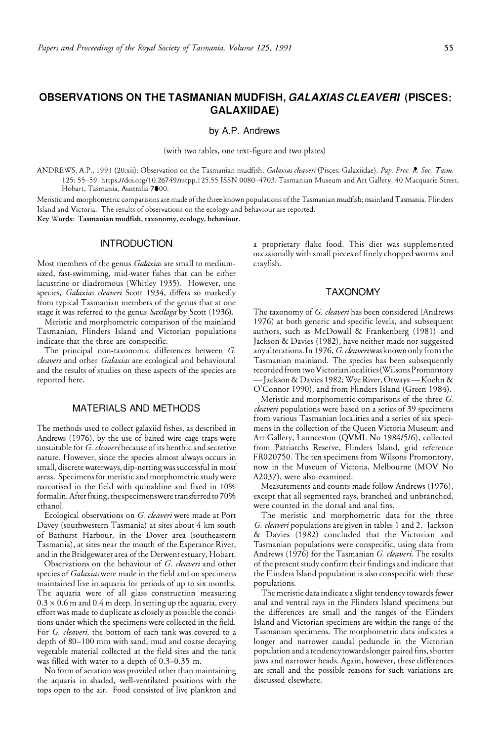# OBSERVATIONS ON THE TASMANIAN MUDFISH, *GALAXIAS CLEAVERI* (PISCES: GALAXIIDAE)

by A.P. Andrews

(with two tables, one text-figure and two plates)

ANDREWS, A.P., 1991 (20:xii): Observation on the Tasmanian mudfish, *Galaxias cleaveri* (Pisces: Galaxiidae). *Pap. Proc. R. Soc. Tasm.* 125: 55–59. https://doi.org/10.26749/rstpp.125.55 ISSN 0080–4703. Tasmanian Museum and Art Gallery, 40 Macquarie Street, Hobart, Tasmania, Australia 7000.

Meristic and morphometric comparisons are made of the three known populations of the Tasmanian mudfish; mainland Tasmania, Flinders Island and Victoria. The results of observations on the ecology and behaviour are reported.

**Key Words: Tasmanian mudfish, taxonomy, ecology, behaviour.**

## INTRODUCTION

Most members of the genus *Galaxias* are small to medium-sized, fast-swimming, mid-water fishes that can be either lacustrine or diadromous (Whitley 1935). However, one species, *Galaxias cleaveri* Scott 1934, differs so markedly from typical Tasmanian members of the genus that at one stage it was referred to the genus *Saxilaga* by Scott (1936).

Meristic and morphometric comparison of the mainland Tasmanian, Flinders Island and Victorian populations indicate that the three are conspecific.

The principal non-taxonomic differences between *G. cleaveri* and other *Galaxias* are ecological and behavioural and the results of studies on these aspects of the species are reported here.

## MATERIALS AND METHODS

The methods used to collect galaxiid fishes, as described in Andrews (1976), by the use of baited wire cage traps were unsuitable for *G. cleaveri* because of its benthic and secretive nature. However, since the species almost always occurs in small, discrete waterways, dip-netting was successful in most areas. Specimens for meristic and morphometric study were narcotised in the field with quinaldine and fixed in 10% formalin. After fixing, the specimens were transferred to 70% ethanol.

Ecological observations on *G. cleaveri* were made at Port Davey (southwestern Tasmania) at sites about 4 km south of Bathurst Harbour, in the Dover area (southeastern Tasmania), at sites near the mouth of the Esperance River, and in the Bridgewater area of the Derwent estuary, Hobart.

Observations on the behaviour of *G. cleaveri* and other species of *Galaxias* were made in the field and on specimens maintained live in aquaria for periods of up to six months. The aquaria were of all glass construction measuring 0.3 × 0.6 m and 0.4 m deep. In setting up the aquaria, every effort was made to duplicate as closely as possible the conditions under which the specimens were collected in the field. For *G. cleaveri*, the bottom of each tank was covered to a depth of 80–100 mm with sand, mud and coarse decaying vegetable material collected at the field sites and the tank was filled with water to a depth of 0.3–0.35 m.

No form of aeration was provided other than maintaining the aquaria in shaded, well-ventilated positions with the tops open to the air. Food consisted of live plankton and a proprietary flake food. This diet was supplemented occasionally with small pieces of finely chopped worms and crayfish.

## TAXONOMY

The taxonomy of *G. cleaveri* has been considered (Andrews 1976) at both generic and specific levels, and subsequent authors, such as McDowall & Frankenberg (1981) and Jackson & Davies (1982), have neither made nor suggested any alterations. In 1976, *G. cleaveri* was known only from the Tasmanian mainland. The species has been subsequently recorded from two Victorian localities (Wilsons Promontory — Jackson & Davies 1982; Wye River, Otways — Koehn & O'Connor 1990), and from Flinders Island (Green 1984).

Meristic and morphometric comparisons of the three *G. cleaveri* populations were based on a series of 39 specimens from various Tasmanian localities and a series of six specimens in the collection of the Queen Victoria Museum and Art Gallery, Launceston (QVML No 1984/5/6), collected from Patriarchs Reserve, Flinders Island, grid reference FR020750. The ten specimens from Wilsons Promontory, now in the Museum of Victoria, Melbourne (MOV No A2037), were also examined.

Measurements and counts made follow Andrews (1976), except that all segmented rays, branched and unbranched, were counted in the dorsal and anal fins.

The meristic and morphometric data for the three *G. cleaveri* populations are given in tables 1 and 2. Jackson & Davies (1982) concluded that the Victorian and Tasmanian populations were conspecific, using data from Andrews (1976) for the Tasmanian *G. cleaveri*. The results of the present study confirm their findings and indicate that the Flinders Island population is also conspecific with these populations.

The meristic data indicate a slight tendency towards fewer anal and ventral rays in the Flinders Island specimens but the differences are small and the ranges of the Flinders Island and Victorian specimens are within the range of the Tasmanian specimens. The morphometric data indicates a longer and narrower caudal peduncle in the Victorian population and a tendency towards longer paired fins, shorter jaws and narrower heads. Again, however, these differences are small and the possible reasons for such variations are discussed elsewhere.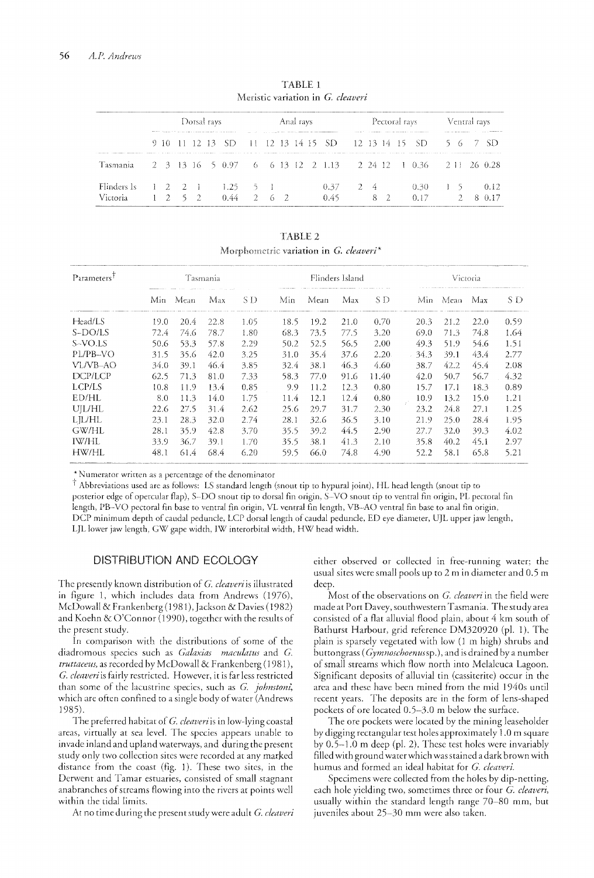TABLE 1
Meristic variation in *G. cleaveri*

| | Dorsal rays | | | | | | Anal rays | | | | | | Pectoral rays | | | | | Ventral rays | | | |
|---|---|---|---|---|---|---|---|---|---|---|---|---|---|---|---|---|---|---|---|---|---|
| | 9 | 10 | 11 | 12 | 13 | SD | 11 | 12 | 13 | 14 | 15 | SD | 12 | 13 | 14 | 15 | SD | 5 | 6 | 7 | SD |
| Tasmania | 2 | 3 | 13 | 16 | 5 | 0.97 | 6 | 6 | 13 | 12 | 2 | 1.13 | 2 | 24 | 12 | 1 | 0.36 | 2 | 11 | 26 | 0.28 |
| Flinders Is | 1 | 2 | 2 | 1 | | 1.25 | 5 | 1 | | | | 0.37 | 2 | 4 | | | 0.30 | 1 | 5 | | 0.12 |
| Victoria | 1 | 2 | 5 | 2 | | 0.44 | 2 | 6 | 2 | | | 0.45 | | 8 | 2 | | 0.17 | | 2 | 8 | 0.17 |

TABLE 2
Morphometric variation in *G. cleaveri**

| Parameters† | Tasmania | | | | Flinders Island | | | | Victoria | | | |
|---|---|---|---|---|---|---|---|---|---|---|---|---|
| | Min | Mean | Max | SD | Min | Mean | Max | SD | Min | Mean | Max | SD |
| Head/LS | 19.0 | 20.4 | 22.8 | 1.05 | 18.5 | 19.2 | 21.0 | 0.70 | 20.3 | 21.2 | 22.0 | 0.59 |
| S–DO/LS | 72.4 | 74.6 | 78.7 | 1.80 | 68.3 | 73.5 | 77.5 | 3.20 | 69.0 | 71.3 | 74.8 | 1.64 |
| S–VO.LS | 50.6 | 53.3 | 57.8 | 2.29 | 50.2 | 52.5 | 56.5 | 2.00 | 49.3 | 51.9 | 54.6 | 1.51 |
| PL/PB–VO | 31.5 | 35.6 | 42.0 | 3.25 | 31.0 | 35.4 | 37.6 | 2.20 | 34.3 | 39.1 | 43.4 | 2.77 |
| VL/VB–AO | 34.0 | 39.1 | 46.4 | 3.85 | 32.4 | 38.1 | 46.3 | 4.60 | 38.7 | 42.2 | 45.4 | 2.08 |
| DCP/LCP | 62.5 | 71.3 | 81.0 | 7.33 | 58.3 | 77.0 | 91.6 | 11.40 | 42.0 | 50.7 | 56.7 | 4.32 |
| LCP/LS | 10.8 | 11.9 | 13.4 | 0.85 | 9.9 | 11.2 | 12.3 | 0.80 | 15.7 | 17.1 | 18.3 | 0.89 |
| ED/HL | 8.0 | 11.3 | 14.0 | 1.75 | 11.4 | 12.1 | 12.4 | 0.80 | 10.9 | 13.2 | 15.0 | 1.21 |
| UJL/HL | 22.6 | 27.5 | 31.4 | 2.62 | 25.6 | 29.7 | 31.7 | 2.30 | 23.2 | 24.8 | 27.1 | 1.25 |
| LJL/HL | 23.1 | 28.3 | 32.0 | 2.74 | 28.1 | 32.6 | 36.5 | 3.10 | 21.9 | 25.0 | 28.4 | 1.95 |
| GW/HL | 28.1 | 35.9 | 42.8 | 3.70 | 35.5 | 39.2 | 44.5 | 2.90 | 27.7 | 32.0 | 39.3 | 4.02 |
| IW/HL | 33.9 | 36.7 | 39.1 | 1.70 | 35.5 | 38.1 | 41.3 | 2.10 | 35.8 | 40.2 | 45.1 | 2.97 |
| HW/HL | 48.1 | 61.4 | 68.4 | 6.20 | 59.5 | 66.0 | 74.8 | 4.90 | 52.2 | 58.1 | 65.8 | 5.21 |

* Numerator written as a percentage of the denominator

† Abbreviations used are as follows: LS standard length (snout tip to hypural joint), HL head length (snout tip to posterior edge of opercular flap), S–DO snout tip to dorsal fin origin, S–VO snout tip to ventral fin origin, PL pectoral fin length, PB–VO pectoral fin base to ventral fin origin, VL ventral fin length, VB–AO ventral fin base to anal fin origin, DCP minimum depth of caudal peduncle, LCP dorsal length of caudal peduncle, ED eye diameter, UJL upper jaw length, LJL lower jaw length, GW gape width, IW interorbital width, HW head width.

## DISTRIBUTION AND ECOLOGY

The presently known distribution of *G. cleaveri* is illustrated in figure 1, which includes data from Andrews (1976), McDowall & Frankenberg (1981), Jackson & Davies (1982) and Koehn & O'Connor (1990), together with the results of the present study.

In comparison with the distributions of some of the diadromous species such as *Galaxias maculatus* and *G. truttaceus*, as recorded by McDowall & Frankenberg (1981), *G. cleaveri* is fairly restricted. However, it is far less restricted than some of the lacustrine species, such as *G. johnstoni*, which are often confined to a single body of water (Andrews 1985).

The preferred habitat of *G. cleaveri* is in low-lying coastal areas, virtually at sea level. The species appears unable to invade inland and upland waterways, and during the present study only two collection sites were recorded at any marked distance from the coast (fig. 1). These two sites, in the Derwent and Tamar estuaries, consisted of small stagnant anabranches of streams flowing into the rivers at points well within the tidal limits.

At no time during the present study were adult *G. cleaveri* either observed or collected in free-running water; the usual sites were small pools up to 2 m in diameter and 0.5 m deep.

Most of the observations on *G. cleaveri* in the field were made at Port Davey, southwestern Tasmania. The study area consisted of a flat alluvial flood plain, about 4 km south of Bathurst Harbour, grid reference DM320920 (pl. 1). The plain is sparsely vegetated with low (1 m high) shrubs and buttongrass (*Gymnoschoenus* sp.), and is drained by a number of small streams which flow north into Melaleuca Lagoon. Significant deposits of alluvial tin (cassiterite) occur in the area and these have been mined from the mid 1940s until recent years. The deposits are in the form of lens-shaped pockets of ore located 0.5–3.0 m below the surface.

The ore pockets were located by the mining leaseholder by digging rectangular test holes approximately 1.0 m square by 0.5–1.0 m deep (pl. 2). These test holes were invariably filled with ground water which was stained a dark brown with humus and formed an ideal habitat for *G. cleaveri*.

Specimens were collected from the holes by dip-netting, each hole yielding two, sometimes three or four *G. cleaveri*, usually within the standard length range 70–80 mm, but juveniles about 25–30 mm were also taken.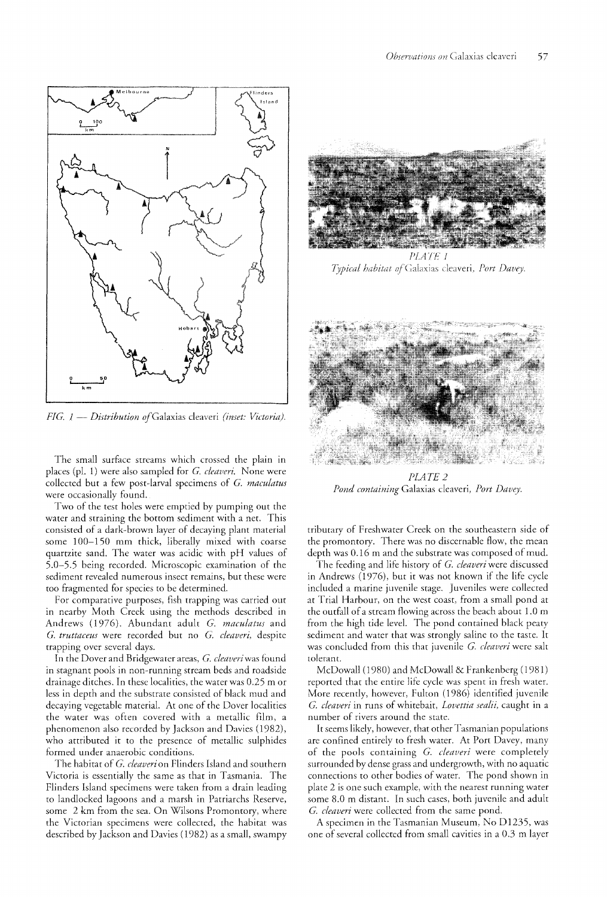FIG. 1 — Distribution of *Galaxias cleaveri* (inset: Victoria).

PLATE 1
Typical habitat of *Galaxias cleaveri*, Port Davey.

PLATE 2
Pond containing *Galaxias cleaveri*, Port Davey.

The small surface streams which crossed the plain in places (pl. 1) were also sampled for *G. cleaveri*. None were collected but a few post-larval specimens of *G. maculatus* were occasionally found.

Two of the test holes were emptied by pumping out the water and straining the bottom sediment with a net. This consisted of a dark-brown layer of decaying plant material some 100–150 mm thick, liberally mixed with coarse quartzite sand. The water was acidic with pH values of 5.0–5.5 being recorded. Microscopic examination of the sediment revealed numerous insect remains, but these were too fragmented for species to be determined.

For comparative purposes, fish trapping was carried out in nearby Moth Creek using the methods described in Andrews (1976). Abundant adult *G. maculatus* and *G. truttaceus* were recorded but no *G. cleaveri*, despite trapping over several days.

In the Dover and Bridgewater areas, *G. cleaveri* was found in stagnant pools in non-running stream beds and roadside drainage ditches. In these localities, the water was 0.25 m or less in depth and the substrate consisted of black mud and decaying vegetable material. At one of the Dover localities the water was often covered with a metallic film, a phenomenon also recorded by Jackson and Davies (1982), who attributed it to the presence of metallic sulphides formed under anaerobic conditions.

The habitat of *G. cleaveri* on Flinders Island and southern Victoria is essentially the same as that in Tasmania. The Flinders Island specimens were taken from a drain leading to landlocked lagoons and a marsh in Patriarchs Reserve, some 2 km from the sea. On Wilsons Promontory, where the Victorian specimens were collected, the habitat was described by Jackson and Davies (1982) as a small, swampy tributary of Freshwater Creek on the southeastern side of the promontory. There was no discernable flow, the mean depth was 0.16 m and the substrate was composed of mud.

The feeding and life history of *G. cleaveri* were discussed in Andrews (1976), but it was not known if the life cycle included a marine juvenile stage. Juveniles were collected at Trial Harbour, on the west coast, from a small pond at the outfall of a stream flowing across the beach about 1.0 m from the high tide level. The pond contained black peaty sediment and water that was strongly saline to the taste. It was concluded from this that juvenile *G. cleaveri* were salt tolerant.

McDowall (1980) and McDowall & Frankenberg (1981) reported that the entire life cycle was spent in fresh water. More recently, however, Fulton (1986) identified juvenile *G. cleaveri* in runs of whitebait, *Lovettia sealii*, caught in a number of rivers around the state.

It seems likely, however, that other Tasmanian populations are confined entirely to fresh water. At Port Davey, many of the pools containing *G. cleaveri* were completely surrounded by dense grass and undergrowth, with no aquatic connections to other bodies of water. The pond shown in plate 2 is one such example, with the nearest running water some 8.0 m distant. In such cases, both juvenile and adult *G. cleaveri* were collected from the same pond.

A specimen in the Tasmanian Museum, No D1235, was one of several collected from small cavities in a 0.3 m layer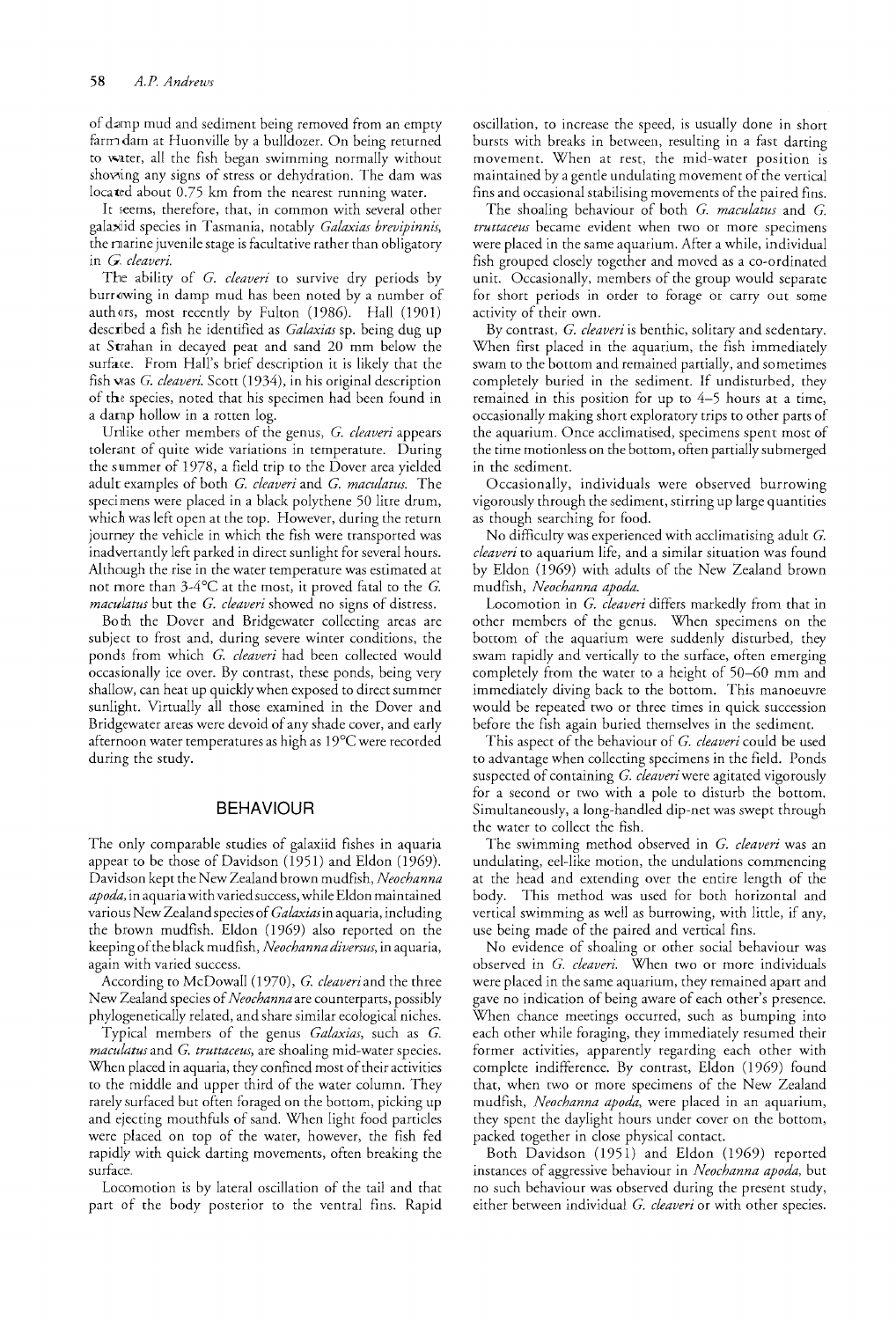of damp mud and sediment being removed from an empty farm dam at Huonville by a bulldozer. On being returned to water, all the fish began swimming normally without showing any signs of stress or dehydration. The dam was located about 0.75 km from the nearest running water.

It seems, therefore, that, in common with several other galaxiid species in Tasmania, notably *Galaxias brevipinnis*, the marine juvenile stage is facultative rather than obligatory in *G. cleaveri*.

The ability of *G. cleaveri* to survive dry periods by burrowing in damp mud has been noted by a number of authors, most recently by Fulton (1986). Hall (1901) described a fish he identified as *Galaxias* sp. being dug up at Strahan in decayed peat and sand 20 mm below the surface. From Hall's brief description it is likely that the fish was *G. cleaveri*. Scott (1934), in his original description of the species, noted that his specimen had been found in a damp hollow in a rotten log.

Unlike other members of the genus, *G. cleaveri* appears tolerant of quite wide variations in temperature. During the summer of 1978, a field trip to the Dover area yielded adult examples of both *G. cleaveri* and *G. maculatus*. The specimens were placed in a black polythene 50 litre drum, which was left open at the top. However, during the return journey the vehicle in which the fish were transported was inadvertantly left parked in direct sunlight for several hours. Although the rise in the water temperature was estimated at not more than 3-4°C at the most, it proved fatal to the *G. maculatus* but the *G. cleaveri* showed no signs of distress.

Both the Dover and Bridgewater collecting areas are subject to frost and, during severe winter conditions, the ponds from which *G. cleaveri* had been collected would occasionally ice over. By contrast, these ponds, being very shallow, can heat up quickly when exposed to direct summer sunlight. Virtually all those examined in the Dover and Bridgewater areas were devoid of any shade cover, and early afternoon water temperatures as high as 19°C were recorded during the study.

## BEHAVIOUR

The only comparable studies of galaxiid fishes in aquaria appear to be those of Davidson (1951) and Eldon (1969). Davidson kept the New Zealand brown mudfish, *Neochanna apoda*, in aquaria with varied success, while Eldon maintained various New Zealand species of *Galaxias* in aquaria, including the brown mudfish. Eldon (1969) also reported on the keeping of the black mudfish, *Neochanna diversus*, in aquaria, again with varied success.

According to McDowall (1970), *G. cleaveri* and the three New Zealand species of *Neochanna* are counterparts, possibly phylogenetically related, and share similar ecological niches.

Typical members of the genus *Galaxias*, such as *G. maculatus* and *G. truttaceus*, are shoaling mid-water species. When placed in aquaria, they confined most of their activities to the middle and upper third of the water column. They rarely surfaced but often foraged on the bottom, picking up and ejecting mouthfuls of sand. When light food particles were placed on top of the water, however, the fish fed rapidly with quick darting movements, often breaking the surface.

Locomotion is by lateral oscillation of the tail and that part of the body posterior to the ventral fins. Rapid oscillation, to increase the speed, is usually done in short bursts with breaks in between, resulting in a fast darting movement. When at rest, the mid-water position is maintained by a gentle undulating movement of the vertical fins and occasional stabilising movements of the paired fins.

The shoaling behaviour of both *G. maculatus* and *G. truttaceus* became evident when two or more specimens were placed in the same aquarium. After a while, individual fish grouped closely together and moved as a co-ordinated unit. Occasionally, members of the group would separate for short periods in order to forage or carry out some activity of their own.

By contrast, *G. cleaveri* is benthic, solitary and sedentary. When first placed in the aquarium, the fish immediately swam to the bottom and remained partially, and sometimes completely buried in the sediment. If undisturbed, they remained in this position for up to 4–5 hours at a time, occasionally making short exploratory trips to other parts of the aquarium. Once acclimatised, specimens spent most of the time motionless on the bottom, often partially submerged in the sediment.

Occasionally, individuals were observed burrowing vigorously through the sediment, stirring up large quantities as though searching for food.

No difficulty was experienced with acclimatising adult *G. cleaveri* to aquarium life, and a similar situation was found by Eldon (1969) with adults of the New Zealand brown mudfish, *Neochanna apoda*.

Locomotion in *G. cleaveri* differs markedly from that in other members of the genus. When specimens on the bottom of the aquarium were suddenly disturbed, they swam rapidly and vertically to the surface, often emerging completely from the water to a height of 50–60 mm and immediately diving back to the bottom. This manoeuvre would be repeated two or three times in quick succession before the fish again buried themselves in the sediment.

This aspect of the behaviour of *G. cleaveri* could be used to advantage when collecting specimens in the field. Ponds suspected of containing *G. cleaveri* were agitated vigorously for a second or two with a pole to disturb the bottom. Simultaneously, a long-handled dip-net was swept through the water to collect the fish.

The swimming method observed in *G. cleaveri* was an undulating, eel-like motion, the undulations commencing at the head and extending over the entire length of the body. This method was used for both horizontal and vertical swimming as well as burrowing, with little, if any, use being made of the paired and vertical fins.

No evidence of shoaling or other social behaviour was observed in *G. cleaveri*. When two or more individuals were placed in the same aquarium, they remained apart and gave no indication of being aware of each other's presence. When chance meetings occurred, such as bumping into each other while foraging, they immediately resumed their former activities, apparently regarding each other with complete indifference. By contrast, Eldon (1969) found that, when two or more specimens of the New Zealand mudfish, *Neochanna apoda*, were placed in an aquarium, they spent the daylight hours under cover on the bottom, packed together in close physical contact.

Both Davidson (1951) and Eldon (1969) reported instances of aggressive behaviour in *Neochanna apoda*, but no such behaviour was observed during the present study, either between individual *G. cleaveri* or with other species.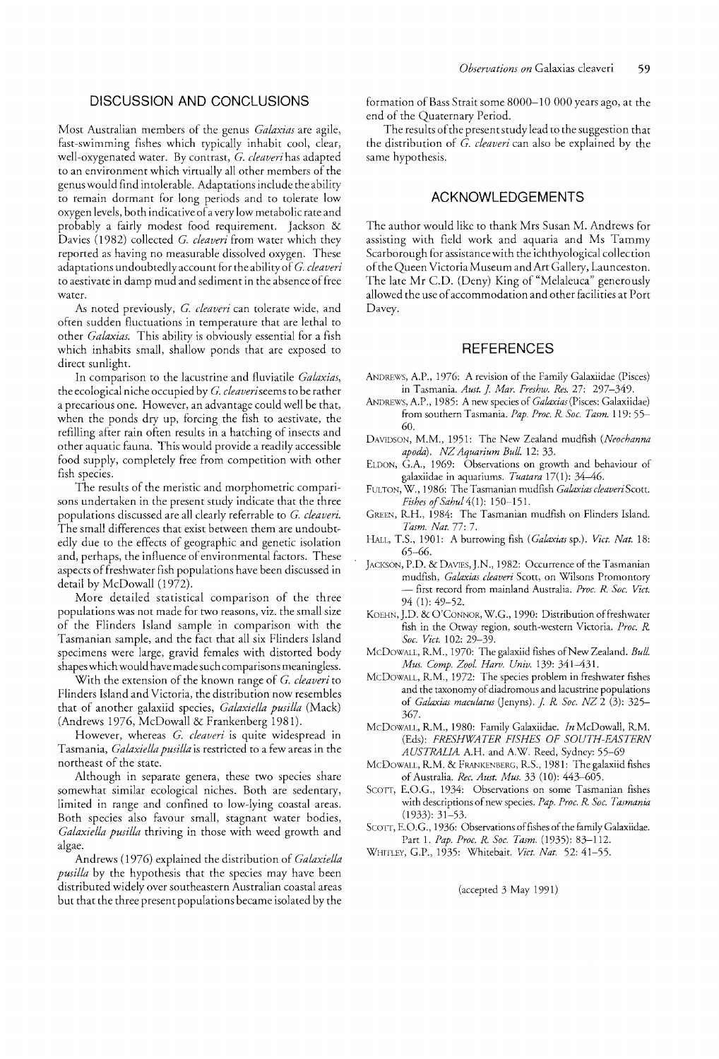## DISCUSSION AND CONCLUSIONS

Most Australian members of the genus *Galaxias* are agile, fast-swimming fishes which typically inhabit cool, clear, well-oxygenated water. By contrast, *G. cleaveri* has adapted to an environment which virtually all other members of the genus would find intolerable. Adaptations include the ability to remain dormant for long periods and to tolerate low oxygen levels, both indicative of a very low metabolic rate and probably a fairly modest food requirement. Jackson & Davies (1982) collected *G. cleaveri* from water which they reported as having no measurable dissolved oxygen. These adaptations undoubtedly account for the ability of *G. cleaveri* to aestivate in damp mud and sediment in the absence of free water.

As noted previously, *G. cleaveri* can tolerate wide, and often sudden fluctuations in temperature that are lethal to other *Galaxias*. This ability is obviously essential for a fish which inhabits small, shallow ponds that are exposed to direct sunlight.

In comparison to the lacustrine and fluviatile *Galaxias*, the ecological niche occupied by *G. cleaveri* seems to be rather a precarious one. However, an advantage could well be that, when the ponds dry up, forcing the fish to aestivate, the refilling after rain often results in a hatching of insects and other aquatic fauna. This would provide a readily accessible food supply, completely free from competition with other fish species.

The results of the meristic and morphometric comparisons undertaken in the present study indicate that the three populations discussed are all clearly referrable to *G. cleaveri*. The small differences that exist between them are undoubtedly due to the effects of geographic and genetic isolation and, perhaps, the influence of environmental factors. These aspects of freshwater fish populations have been discussed in detail by McDowall (1972).

More detailed statistical comparison of the three populations was not made for two reasons, viz. the small size of the Flinders Island sample in comparison with the Tasmanian sample, and the fact that all six Flinders Island specimens were large, gravid females with distorted body shapes which would have made such comparisons meaningless.

With the extension of the known range of *G. cleaveri* to Flinders Island and Victoria, the distribution now resembles that of another galaxiid species, *Galaxiella pusilla* (Mack) (Andrews 1976, McDowall & Frankenberg 1981).

However, whereas *G. cleaveri* is quite widespread in Tasmania, *Galaxiella pusilla* is restricted to a few areas in the northeast of the state.

Although in separate genera, these two species share somewhat similar ecological niches. Both are sedentary, limited in range and confined to low-lying coastal areas. Both species also favour small, stagnant water bodies, *Galaxiella pusilla* thriving in those with weed growth and algae.

Andrews (1976) explained the distribution of *Galaxiella pusilla* by the hypothesis that the species may have been distributed widely over southeastern Australian coastal areas but that the three present populations became isolated by the formation of Bass Strait some 8000–10 000 years ago, at the end of the Quaternary Period.

The results of the present study lead to the suggestion that the distribution of *G. cleaveri* can also be explained by the same hypothesis.

## ACKNOWLEDGEMENTS

The author would like to thank Mrs Susan M. Andrews for assisting with field work and aquaria and Ms Tammy Scarborough for assistance with the ichthyological collection of the Queen Victoria Museum and Art Gallery, Launceston. The late Mr C.D. (Deny) King of "Melaleuca" generously allowed the use of accommodation and other facilities at Port Davey.

## REFERENCES

ANDREWS, A.P., 1976: A revision of the Family Galaxiidae (Pisces) in Tasmania. *Aust. J. Mar. Freshw. Res.* 27: 297–349.

ANDREWS, A.P., 1985: A new species of *Galaxias* (Pisces: Galaxiidae) from southern Tasmania. *Pap. Proc. R. Soc. Tasm.* 119: 55–60.

DAVIDSON, M.M., 1951: The New Zealand mudfish (*Neochanna apoda*). *NZ Aquarium Bull.* 12: 33.

ELDON, G.A., 1969: Observations on growth and behaviour of galaxiidae in aquariums. *Tuatara* 17(1): 34–46.

FULTON, W., 1986: The Tasmanian mudfish *Galaxias cleaveri* Scott. *Fishes of Sahul* 4(1): 150–151.

GREEN, R.H., 1984: The Tasmanian mudfish on Flinders Island. *Tasm. Nat.* 77: 7.

HALL, T.S., 1901: A burrowing fish (*Galaxias* sp.). *Vict. Nat.* 18: 65–66.

JACKSON, P.D. & DAVIES, J.N., 1982: Occurrence of the Tasmanian mudfish, *Galaxias cleaveri* Scott, on Wilsons Promontory — first record from mainland Australia. *Proc. R. Soc. Vict.* 94 (1): 49–52.

KOEHN, J.D. & O'CONNOR, W.G., 1990: Distribution of freshwater fish in the Otway region, south-western Victoria. *Proc. R. Soc. Vict.* 102: 29–39.

MCDOWALL, R.M., 1970: The galaxiid fishes of New Zealand. *Bull. Mus. Comp. Zool. Harv. Univ.* 139: 341–431.

MCDOWALL, R.M., 1972: The species problem in freshwater fishes and the taxonomy of diadromous and lacustrine populations of *Galaxias maculatus* (Jenyns). *J. R. Soc. NZ* 2 (3): 325–367.

MCDOWALL, R.M., 1980: Family Galaxiidae. *In* McDowall, R.M. (Eds): *FRESHWATER FISHES OF SOUTH-EASTERN AUSTRALIA*. A.H. and A.W. Reed, Sydney: 55–69

MCDOWALL, R.M. & FRANKENBERG, R.S., 1981: The galaxiid fishes of Australia. *Rec. Aust. Mus.* 33 (10): 443–605.

SCOTT, E.O.G., 1934: Observations on some Tasmanian fishes with descriptions of new species. *Pap. Proc. R. Soc. Tasmania* (1933): 31–53.

SCOTT, E.O.G., 1936: Observations of fishes of the family Galaxiidae. Part 1. *Pap. Proc. R. Soc. Tasm.* (1935): 83–112.

WHITLEY, G.P., 1935: Whitebait. *Vict. Nat.* 52: 41–55.

(accepted 3 May 1991)